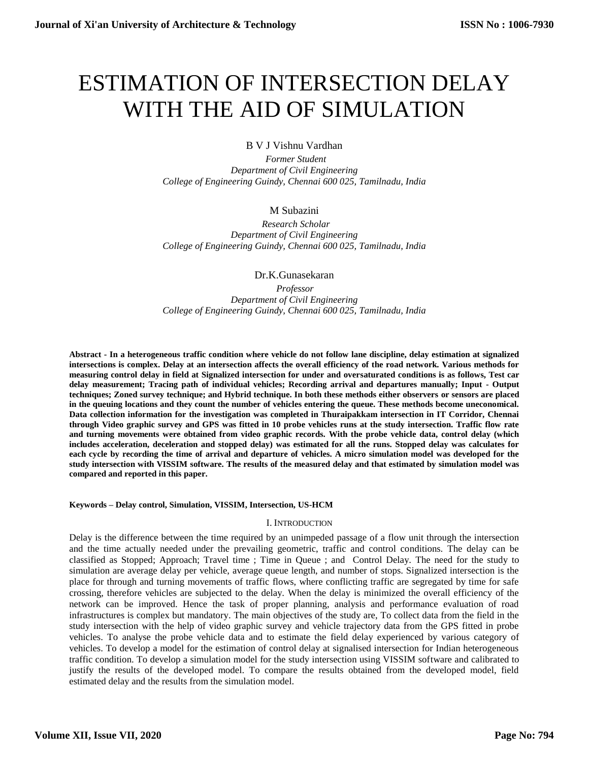# ESTIMATION OF INTERSECTION DELAY WITH THE AID OF SIMULATION

B V J Vishnu Vardhan

*Former Student*
*Department of Civil Engineering*
*College of Engineering Guindy, Chennai 600 025, Tamilnadu, India*

M Subazini

*Research Scholar*
*Department of Civil Engineering*
*College of Engineering Guindy, Chennai 600 025, Tamilnadu, India*

Dr.K.Gunasekaran

*Professor*
*Department of Civil Engineering*
*College of Engineering Guindy, Chennai 600 025, Tamilnadu, India*

**Abstract - In a heterogeneous traffic condition where vehicle do not follow lane discipline, delay estimation at signalized intersections is complex. Delay at an intersection affects the overall efficiency of the road network. Various methods for measuring control delay in field at Signalized intersection for under and oversaturated conditions is as follows, Test car delay measurement; Tracing path of individual vehicles; Recording arrival and departures manually; Input - Output techniques; Zoned survey technique; and Hybrid technique. In both these methods either observers or sensors are placed in the queuing locations and they count the number of vehicles entering the queue. These methods become uneconomical. Data collection information for the investigation was completed in Thuraipakkam intersection in IT Corridor, Chennai through Video graphic survey and GPS was fitted in 10 probe vehicles runs at the study intersection. Traffic flow rate and turning movements were obtained from video graphic records. With the probe vehicle data, control delay (which includes acceleration, deceleration and stopped delay) was estimated for all the runs. Stopped delay was calculates for each cycle by recording the time of arrival and departure of vehicles. A micro simulation model was developed for the study intersection with VISSIM software. The results of the measured delay and that estimated by simulation model was compared and reported in this paper.**

**Keywords – Delay control, Simulation, VISSIM, Intersection, US-HCM**

## I. INTRODUCTION

Delay is the difference between the time required by an unimpeded passage of a flow unit through the intersection and the time actually needed under the prevailing geometric, traffic and control conditions. The delay can be classified as Stopped; Approach; Travel time ; Time in Queue ; and Control Delay. The need for the study to simulation are average delay per vehicle, average queue length, and number of stops. Signalized intersection is the place for through and turning movements of traffic flows, where conflicting traffic are segregated by time for safe crossing, therefore vehicles are subjected to the delay. When the delay is minimized the overall efficiency of the network can be improved. Hence the task of proper planning, analysis and performance evaluation of road infrastructures is complex but mandatory. The main objectives of the study are, To collect data from the field in the study intersection with the help of video graphic survey and vehicle trajectory data from the GPS fitted in probe vehicles. To analyse the probe vehicle data and to estimate the field delay experienced by various category of vehicles. To develop a model for the estimation of control delay at signalised intersection for Indian heterogeneous traffic condition. To develop a simulation model for the study intersection using VISSIM software and calibrated to justify the results of the developed model. To compare the results obtained from the developed model, field estimated delay and the results from the simulation model.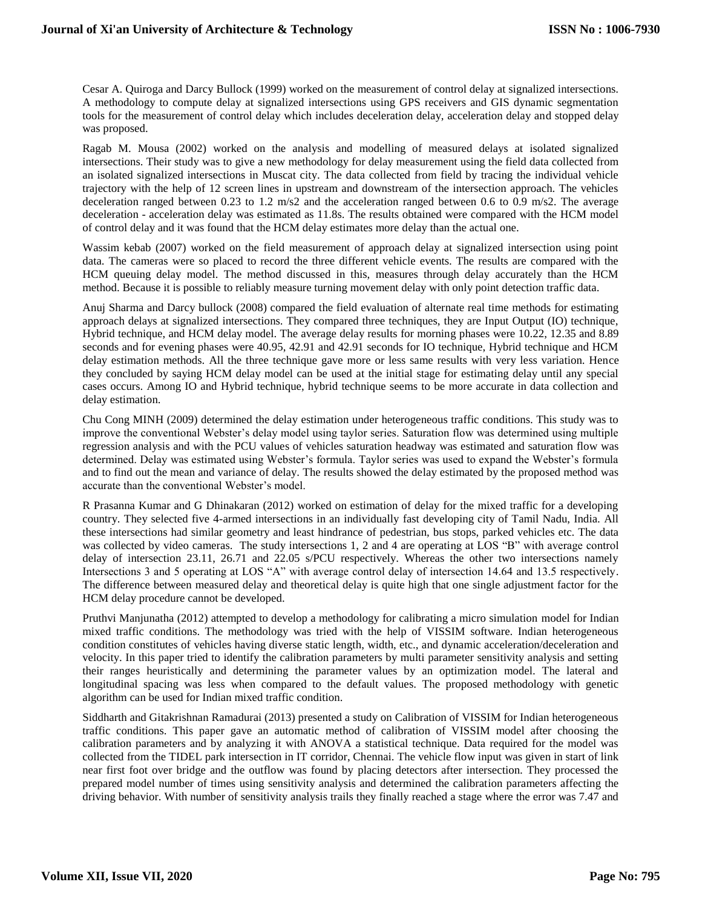Cesar A. Quiroga and Darcy Bullock (1999) worked on the measurement of control delay at signalized intersections. A methodology to compute delay at signalized intersections using GPS receivers and GIS dynamic segmentation tools for the measurement of control delay which includes deceleration delay, acceleration delay and stopped delay was proposed.

Ragab M. Mousa (2002) worked on the analysis and modelling of measured delays at isolated signalized intersections. Their study was to give a new methodology for delay measurement using the field data collected from an isolated signalized intersections in Muscat city. The data collected from field by tracing the individual vehicle trajectory with the help of 12 screen lines in upstream and downstream of the intersection approach. The vehicles deceleration ranged between 0.23 to 1.2 m/s2 and the acceleration ranged between 0.6 to 0.9 m/s2. The average deceleration - acceleration delay was estimated as 11.8s. The results obtained were compared with the HCM model of control delay and it was found that the HCM delay estimates more delay than the actual one.

Wassim kebab (2007) worked on the field measurement of approach delay at signalized intersection using point data. The cameras were so placed to record the three different vehicle events. The results are compared with the HCM queuing delay model. The method discussed in this, measures through delay accurately than the HCM method. Because it is possible to reliably measure turning movement delay with only point detection traffic data.

Anuj Sharma and Darcy bullock (2008) compared the field evaluation of alternate real time methods for estimating approach delays at signalized intersections. They compared three techniques, they are Input Output (IO) technique, Hybrid technique, and HCM delay model. The average delay results for morning phases were 10.22, 12.35 and 8.89 seconds and for evening phases were 40.95, 42.91 and 42.91 seconds for IO technique, Hybrid technique and HCM delay estimation methods. All the three technique gave more or less same results with very less variation. Hence they concluded by saying HCM delay model can be used at the initial stage for estimating delay until any special cases occurs. Among IO and Hybrid technique, hybrid technique seems to be more accurate in data collection and delay estimation.

Chu Cong MINH (2009) determined the delay estimation under heterogeneous traffic conditions. This study was to improve the conventional Webster's delay model using taylor series. Saturation flow was determined using multiple regression analysis and with the PCU values of vehicles saturation headway was estimated and saturation flow was determined. Delay was estimated using Webster's formula. Taylor series was used to expand the Webster's formula and to find out the mean and variance of delay. The results showed the delay estimated by the proposed method was accurate than the conventional Webster's model.

R Prasanna Kumar and G Dhinakaran (2012) worked on estimation of delay for the mixed traffic for a developing country. They selected five 4-armed intersections in an individually fast developing city of Tamil Nadu, India. All these intersections had similar geometry and least hindrance of pedestrian, bus stops, parked vehicles etc. The data was collected by video cameras. The study intersections 1, 2 and 4 are operating at LOS "B" with average control delay of intersection 23.11, 26.71 and 22.05 s/PCU respectively. Whereas the other two intersections namely Intersections 3 and 5 operating at LOS "A" with average control delay of intersection 14.64 and 13.5 respectively. The difference between measured delay and theoretical delay is quite high that one single adjustment factor for the HCM delay procedure cannot be developed.

Pruthvi Manjunatha (2012) attempted to develop a methodology for calibrating a micro simulation model for Indian mixed traffic conditions. The methodology was tried with the help of VISSIM software. Indian heterogeneous condition constitutes of vehicles having diverse static length, width, etc., and dynamic acceleration/deceleration and velocity. In this paper tried to identify the calibration parameters by multi parameter sensitivity analysis and setting their ranges heuristically and determining the parameter values by an optimization model. The lateral and longitudinal spacing was less when compared to the default values. The proposed methodology with genetic algorithm can be used for Indian mixed traffic condition.

Siddharth and Gitakrishnan Ramadurai (2013) presented a study on Calibration of VISSIM for Indian heterogeneous traffic conditions. This paper gave an automatic method of calibration of VISSIM model after choosing the calibration parameters and by analyzing it with ANOVA a statistical technique. Data required for the model was collected from the TIDEL park intersection in IT corridor, Chennai. The vehicle flow input was given in start of link near first foot over bridge and the outflow was found by placing detectors after intersection. They processed the prepared model number of times using sensitivity analysis and determined the calibration parameters affecting the driving behavior. With number of sensitivity analysis trails they finally reached a stage where the error was 7.47 and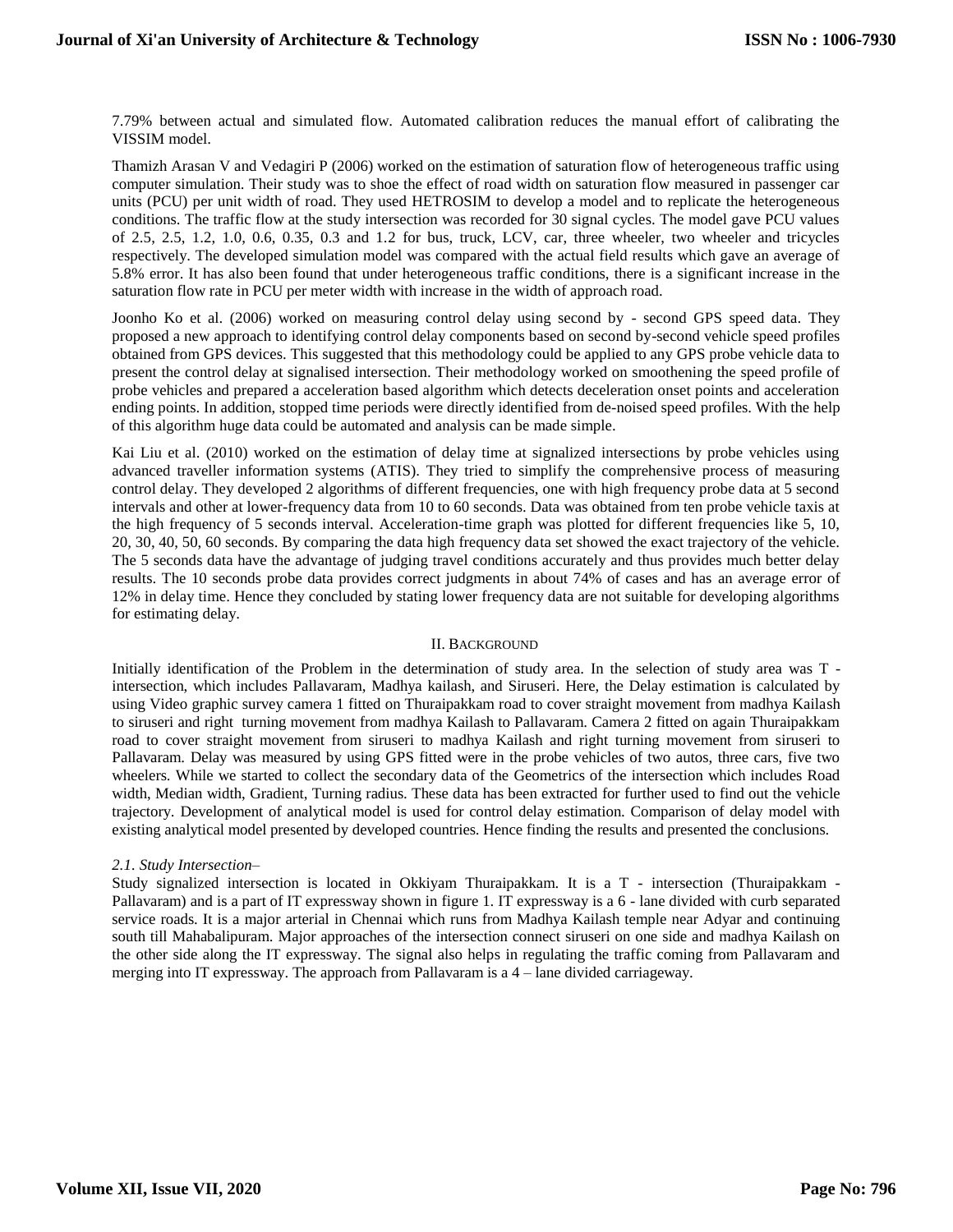7.79% between actual and simulated flow. Automated calibration reduces the manual effort of calibrating the VISSIM model.

Thamizh Arasan V and Vedagiri P (2006) worked on the estimation of saturation flow of heterogeneous traffic using computer simulation. Their study was to shoe the effect of road width on saturation flow measured in passenger car units (PCU) per unit width of road. They used HETROSIM to develop a model and to replicate the heterogeneous conditions. The traffic flow at the study intersection was recorded for 30 signal cycles. The model gave PCU values of 2.5, 2.5, 1.2, 1.0, 0.6, 0.35, 0.3 and 1.2 for bus, truck, LCV, car, three wheeler, two wheeler and tricycles respectively. The developed simulation model was compared with the actual field results which gave an average of 5.8% error. It has also been found that under heterogeneous traffic conditions, there is a significant increase in the saturation flow rate in PCU per meter width with increase in the width of approach road.

Joonho Ko et al. (2006) worked on measuring control delay using second by - second GPS speed data. They proposed a new approach to identifying control delay components based on second by-second vehicle speed profiles obtained from GPS devices. This suggested that this methodology could be applied to any GPS probe vehicle data to present the control delay at signalised intersection. Their methodology worked on smoothening the speed profile of probe vehicles and prepared a acceleration based algorithm which detects deceleration onset points and acceleration ending points. In addition, stopped time periods were directly identified from de-noised speed profiles. With the help of this algorithm huge data could be automated and analysis can be made simple.

Kai Liu et al. (2010) worked on the estimation of delay time at signalized intersections by probe vehicles using advanced traveller information systems (ATIS). They tried to simplify the comprehensive process of measuring control delay. They developed 2 algorithms of different frequencies, one with high frequency probe data at 5 second intervals and other at lower-frequency data from 10 to 60 seconds. Data was obtained from ten probe vehicle taxis at the high frequency of 5 seconds interval. Acceleration-time graph was plotted for different frequencies like 5, 10, 20, 30, 40, 50, 60 seconds. By comparing the data high frequency data set showed the exact trajectory of the vehicle. The 5 seconds data have the advantage of judging travel conditions accurately and thus provides much better delay results. The 10 seconds probe data provides correct judgments in about 74% of cases and has an average error of 12% in delay time. Hence they concluded by stating lower frequency data are not suitable for developing algorithms for estimating delay.

## II. Background

Initially identification of the Problem in the determination of study area. In the selection of study area was T - intersection, which includes Pallavaram, Madhya kailash, and Siruseri. Here, the Delay estimation is calculated by using Video graphic survey camera 1 fitted on Thuraipakkam road to cover straight movement from madhya Kailash to siruseri and right turning movement from madhya Kailash to Pallavaram. Camera 2 fitted on again Thuraipakkam road to cover straight movement from siruseri to madhya Kailash and right turning movement from siruseri to Pallavaram. Delay was measured by using GPS fitted were in the probe vehicles of two autos, three cars, five two wheelers. While we started to collect the secondary data of the Geometrics of the intersection which includes Road width, Median width, Gradient, Turning radius. These data has been extracted for further used to find out the vehicle trajectory. Development of analytical model is used for control delay estimation. Comparison of delay model with existing analytical model presented by developed countries. Hence finding the results and presented the conclusions.

### *2.1. Study Intersection–*

Study signalized intersection is located in Okkiyam Thuraipakkam. It is a T - intersection (Thuraipakkam - Pallavaram) and is a part of IT expressway shown in figure 1. IT expressway is a 6 - lane divided with curb separated service roads. It is a major arterial in Chennai which runs from Madhya Kailash temple near Adyar and continuing south till Mahabalipuram. Major approaches of the intersection connect siruseri on one side and madhya Kailash on the other side along the IT expressway. The signal also helps in regulating the traffic coming from Pallavaram and merging into IT expressway. The approach from Pallavaram is a 4 – lane divided carriageway.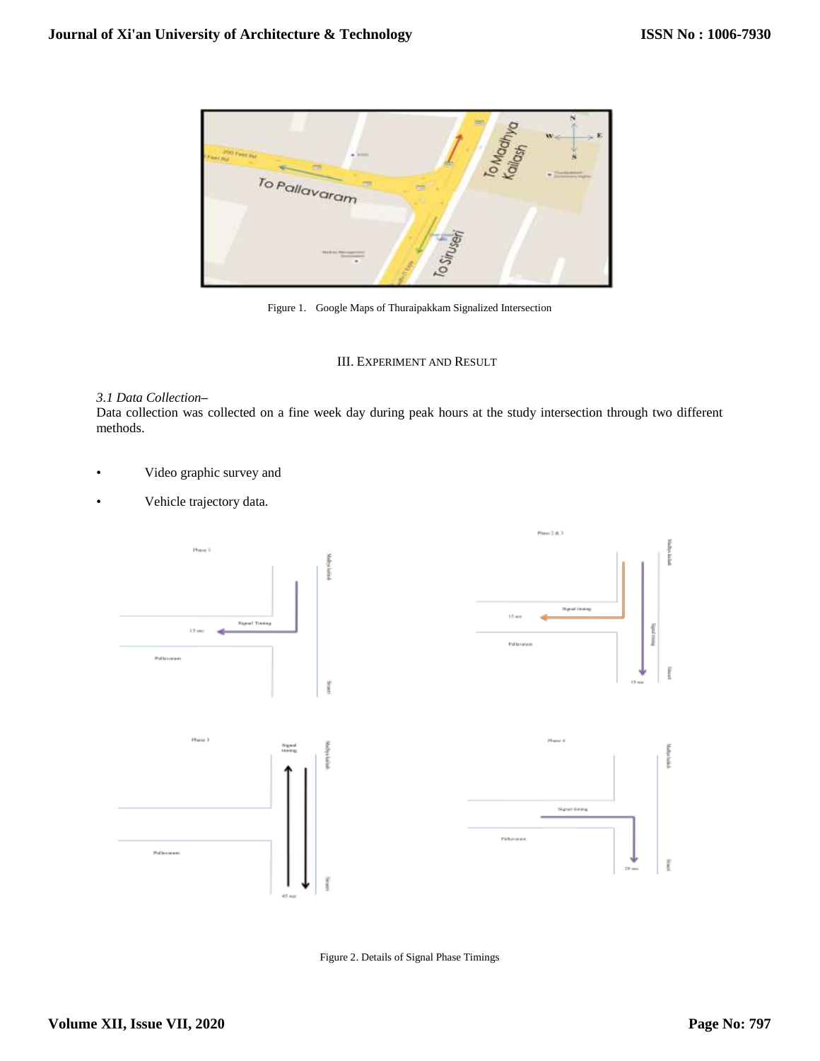Figure 1. Google Maps of Thuraipakkam Signalized Intersection

## III. Experiment and Result

### *3.1 Data Collection–*

Data collection was collected on a fine week day during peak hours at the study intersection through two different methods.

- Video graphic survey and
- Vehicle trajectory data.

Figure 2. Details of Signal Phase Timings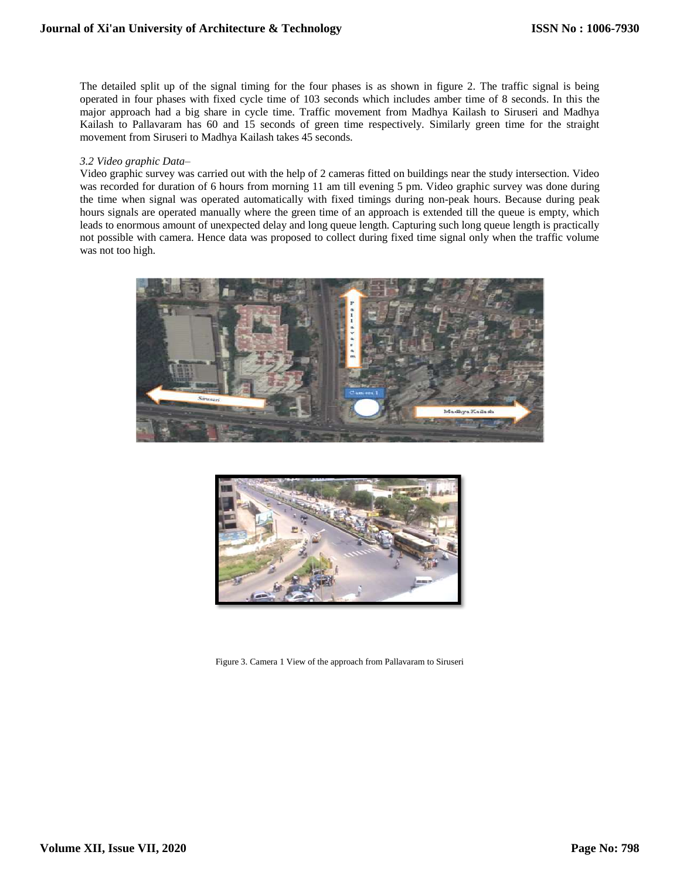The detailed split up of the signal timing for the four phases is as shown in figure 2. The traffic signal is being operated in four phases with fixed cycle time of 103 seconds which includes amber time of 8 seconds. In this the major approach had a big share in cycle time. Traffic movement from Madhya Kailash to Siruseri and Madhya Kailash to Pallavaram has 60 and 15 seconds of green time respectively. Similarly green time for the straight movement from Siruseri to Madhya Kailash takes 45 seconds.

*3.2 Video graphic Data–*

Video graphic survey was carried out with the help of 2 cameras fitted on buildings near the study intersection. Video was recorded for duration of 6 hours from morning 11 am till evening 5 pm. Video graphic survey was done during the time when signal was operated automatically with fixed timings during non-peak hours. Because during peak hours signals are operated manually where the green time of an approach is extended till the queue is empty, which leads to enormous amount of unexpected delay and long queue length. Capturing such long queue length is practically not possible with camera. Hence data was proposed to collect during fixed time signal only when the traffic volume was not too high.

Figure 3. Camera 1 View of the approach from Pallavaram to Siruseri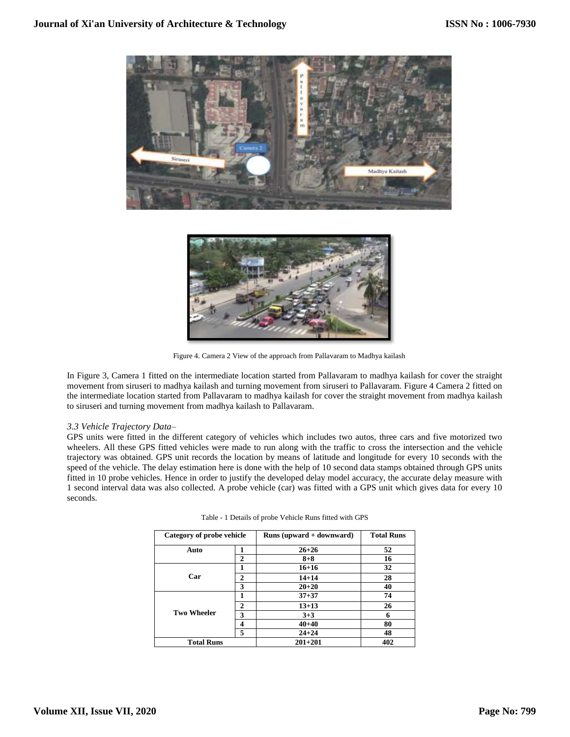Figure 4. Camera 2 View of the approach from Pallavaram to Madhya kailash

In Figure 3, Camera 1 fitted on the intermediate location started from Pallavaram to madhya kailash for cover the straight movement from siruseri to madhya kailash and turning movement from siruseri to Pallavaram. Figure 4 Camera 2 fitted on the intermediate location started from Pallavaram to madhya kailash for cover the straight movement from madhya kailash to siruseri and turning movement from madhya kailash to Pallavaram.

### *3.3 Vehicle Trajectory Data–*

GPS units were fitted in the different category of vehicles which includes two autos, three cars and five motorized two wheelers. All these GPS fitted vehicles were made to run along with the traffic to cross the intersection and the vehicle trajectory was obtained. GPS unit records the location by means of latitude and longitude for every 10 seconds with the speed of the vehicle. The delay estimation here is done with the help of 10 second data stamps obtained through GPS units fitted in 10 probe vehicles. Hence in order to justify the developed delay model accuracy, the accurate delay measure with 1 second interval data was also collected. A probe vehicle (car) was fitted with a GPS unit which gives data for every 10 seconds.

Table - 1 Details of probe Vehicle Runs fitted with GPS

| Category of probe vehicle | | Runs (upward + downward) | Total Runs |
|---|---|---|---|
| Auto | 1 | 26+26 | 52 |
| | 2 | 8+8 | 16 |
| Car | 1 | 16+16 | 32 |
| | 2 | 14+14 | 28 |
| | 3 | 20+20 | 40 |
| Two Wheeler | 1 | 37+37 | 74 |
| | 2 | 13+13 | 26 |
| | 3 | 3+3 | 6 |
| | 4 | 40+40 | 80 |
| | 5 | 24+24 | 48 |
| Total Runs | | 201+201 | 402 |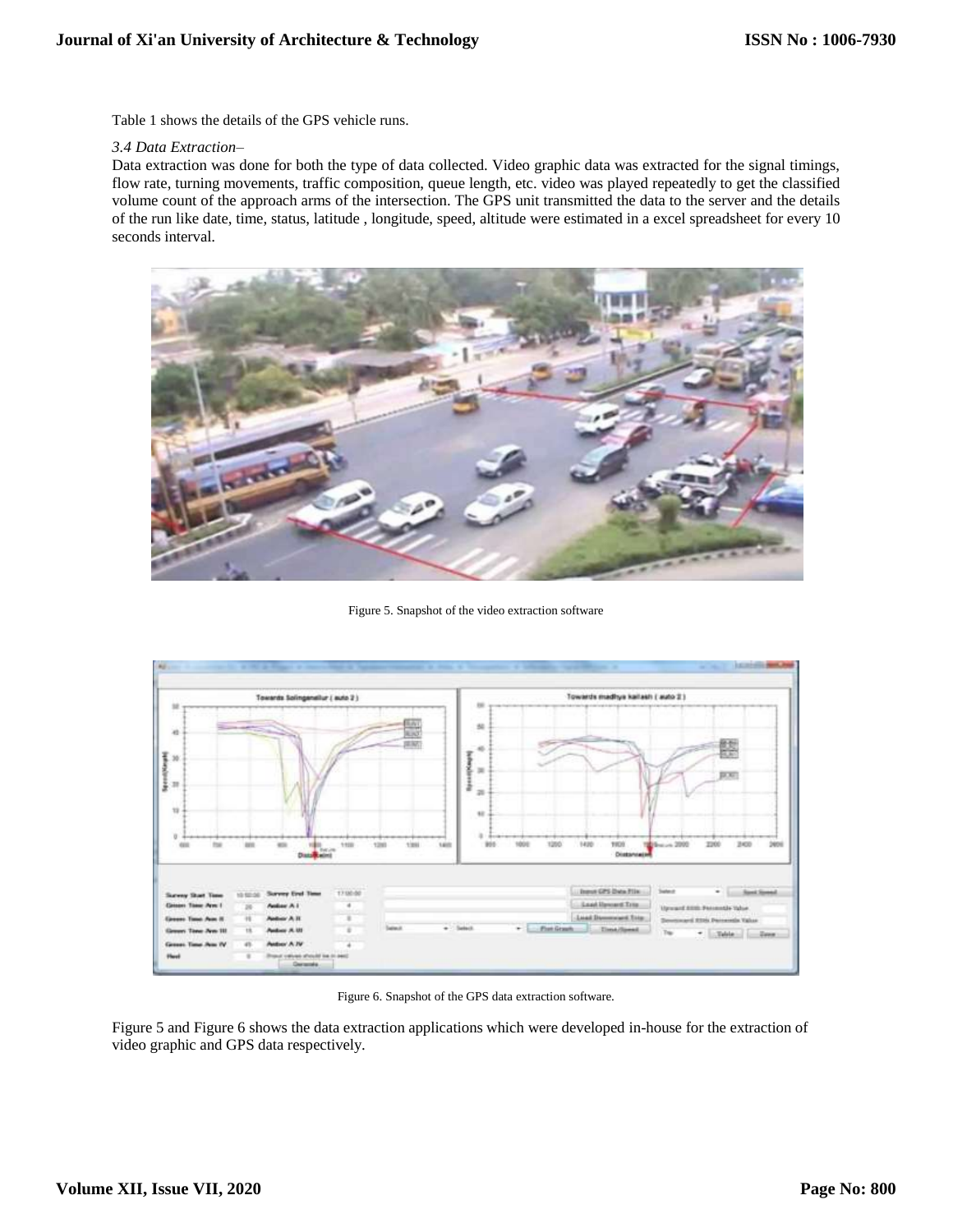Table 1 shows the details of the GPS vehicle runs.

*3.4 Data Extraction–*

Data extraction was done for both the type of data collected. Video graphic data was extracted for the signal timings, flow rate, turning movements, traffic composition, queue length, etc. video was played repeatedly to get the classified volume count of the approach arms of the intersection. The GPS unit transmitted the data to the server and the details of the run like date, time, status, latitude , longitude, speed, altitude were estimated in a excel spreadsheet for every 10 seconds interval.

Figure 5. Snapshot of the video extraction software

Figure 6. Snapshot of the GPS data extraction software.

Figure 5 and Figure 6 shows the data extraction applications which were developed in-house for the extraction of video graphic and GPS data respectively.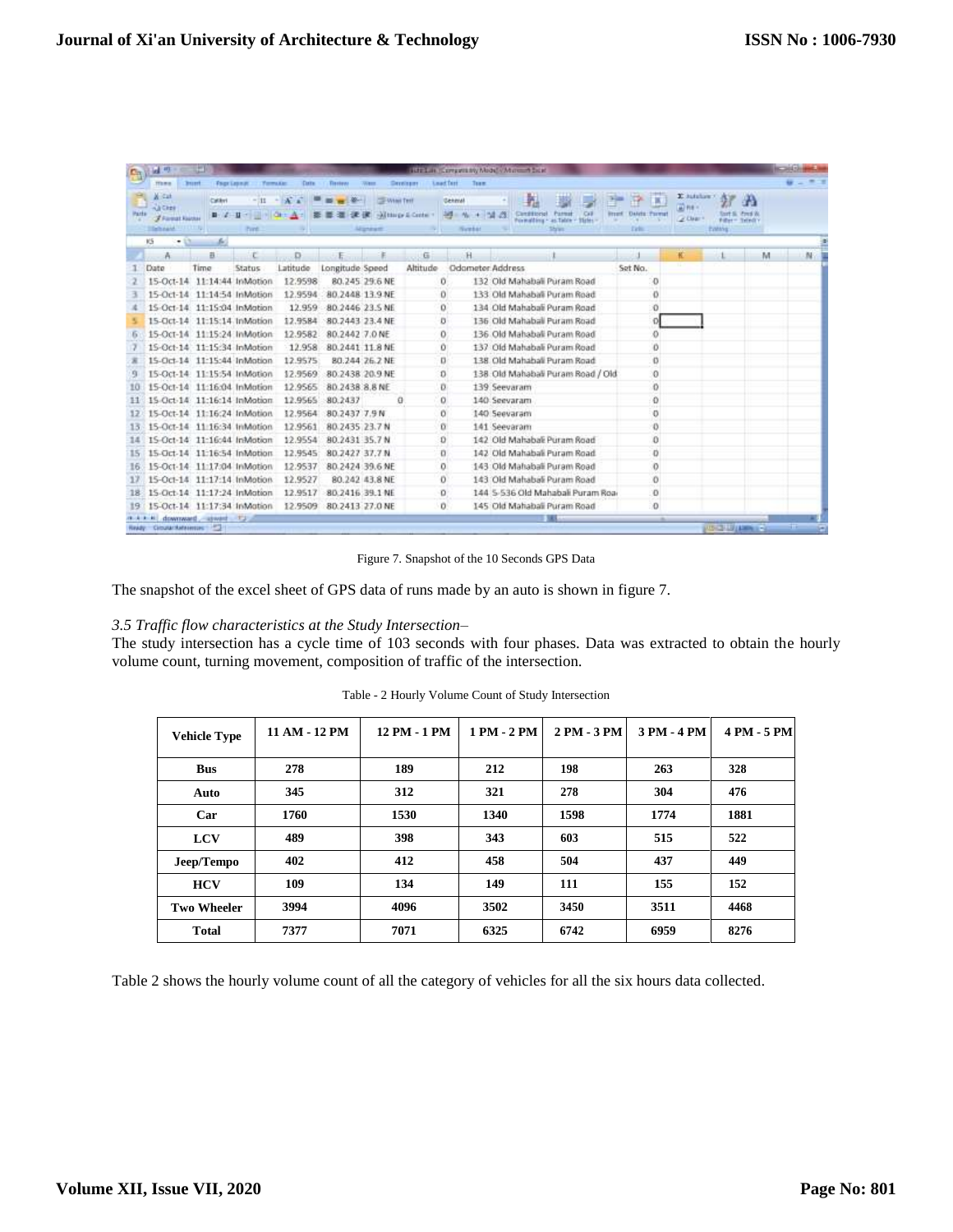Figure 7. Snapshot of the 10 Seconds GPS Data

The snapshot of the excel sheet of GPS data of runs made by an auto is shown in figure 7.

*3.5 Traffic flow characteristics at the Study Intersection–*

The study intersection has a cycle time of 103 seconds with four phases. Data was extracted to obtain the hourly volume count, turning movement, composition of traffic of the intersection.

Table - 2 Hourly Volume Count of Study Intersection

| Vehicle Type | 11 AM - 12 PM | 12 PM - 1 PM | 1 PM - 2 PM | 2 PM - 3 PM | 3 PM - 4 PM | 4 PM - 5 PM |
|---|---|---|---|---|---|---|
| **Bus** | 278 | 189 | 212 | 198 | 263 | 328 |
| **Auto** | 345 | 312 | 321 | 278 | 304 | 476 |
| **Car** | 1760 | 1530 | 1340 | 1598 | 1774 | 1881 |
| **LCV** | 489 | 398 | 343 | 603 | 515 | 522 |
| **Jeep/Tempo** | 402 | 412 | 458 | 504 | 437 | 449 |
| **HCV** | 109 | 134 | 149 | 111 | 155 | 152 |
| **Two Wheeler** | 3994 | 4096 | 3502 | 3450 | 3511 | 4468 |
| **Total** | 7377 | 7071 | 6325 | 6742 | 6959 | 8276 |

Table 2 shows the hourly volume count of all the category of vehicles for all the six hours data collected.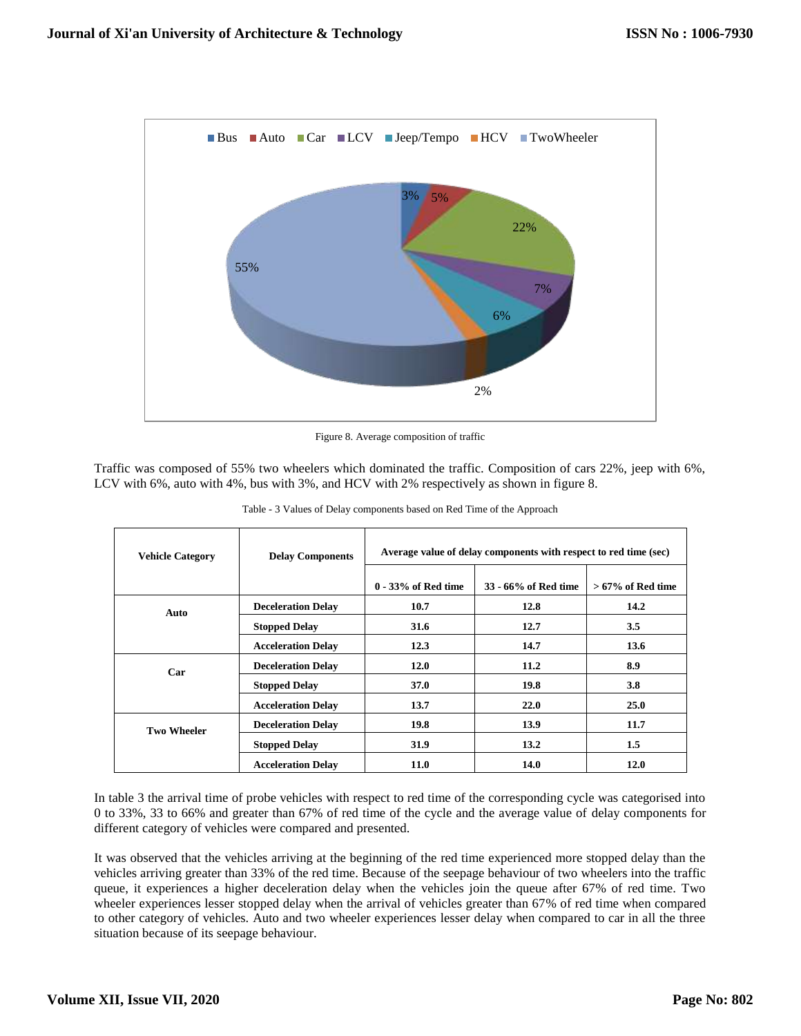Figure 8. Average composition of traffic

Traffic was composed of 55% two wheelers which dominated the traffic. Composition of cars 22%, jeep with 6%, LCV with 6%, auto with 4%, bus with 3%, and HCV with 2% respectively as shown in figure 8.

Table - 3 Values of Delay components based on Red Time of the Approach

| Vehicle Category | Delay Components | Average value of delay components with respect to red time (sec) | | |
|---|---|---|---|---|
| | | 0 - 33% of Red time | 33 - 66% of Red time | > 67% of Red time |
| Auto | Deceleration Delay | 10.7 | 12.8 | 14.2 |
| | Stopped Delay | 31.6 | 12.7 | 3.5 |
| | Acceleration Delay | 12.3 | 14.7 | 13.6 |
| Car | Deceleration Delay | 12.0 | 11.2 | 8.9 |
| | Stopped Delay | 37.0 | 19.8 | 3.8 |
| | Acceleration Delay | 13.7 | 22.0 | 25.0 |
| Two Wheeler | Deceleration Delay | 19.8 | 13.9 | 11.7 |
| | Stopped Delay | 31.9 | 13.2 | 1.5 |
| | Acceleration Delay | 11.0 | 14.0 | 12.0 |

In table 3 the arrival time of probe vehicles with respect to red time of the corresponding cycle was categorised into 0 to 33%, 33 to 66% and greater than 67% of red time of the cycle and the average value of delay components for different category of vehicles were compared and presented.

It was observed that the vehicles arriving at the beginning of the red time experienced more stopped delay than the vehicles arriving greater than 33% of the red time. Because of the seepage behaviour of two wheelers into the traffic queue, it experiences a higher deceleration delay when the vehicles join the queue after 67% of red time. Two wheeler experiences lesser stopped delay when the arrival of vehicles greater than 67% of red time when compared to other category of vehicles. Auto and two wheeler experiences lesser delay when compared to car in all the three situation because of its seepage behaviour.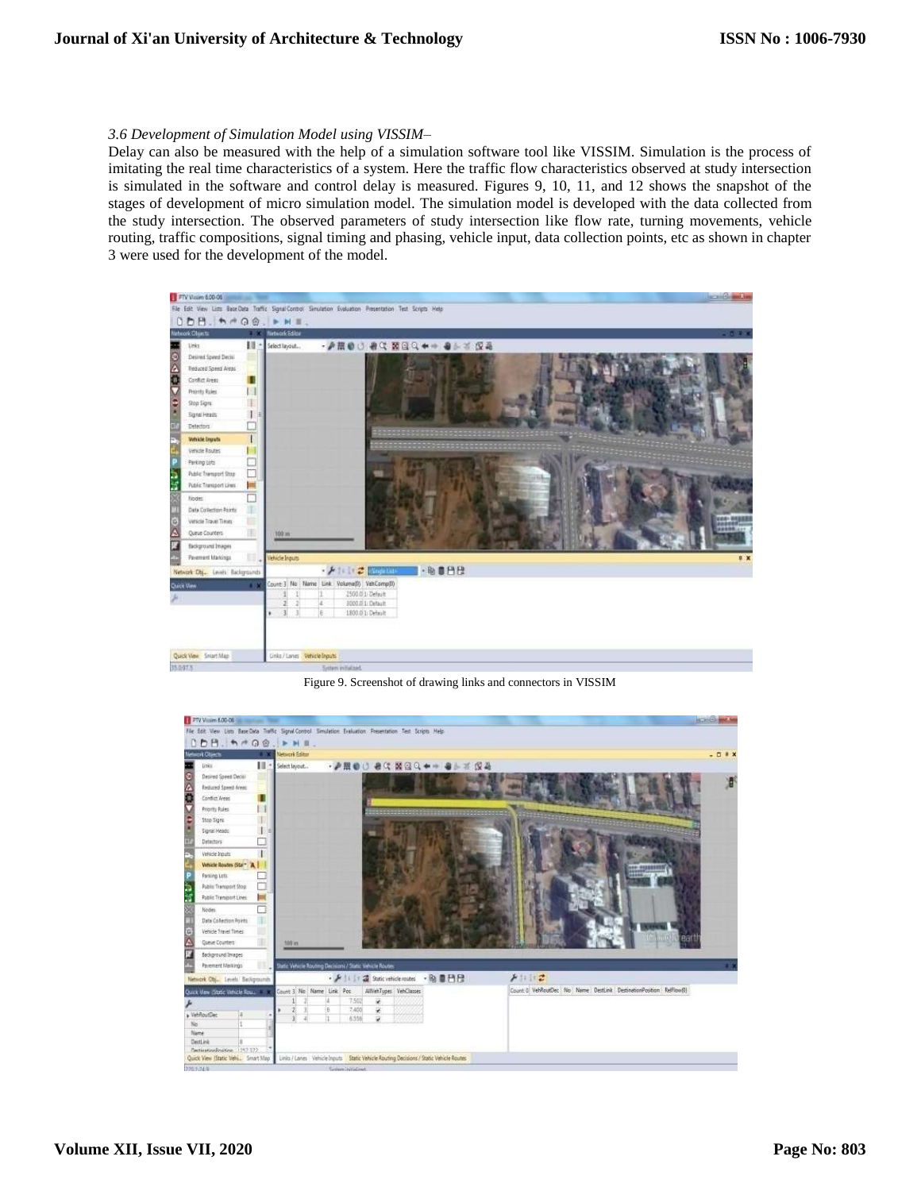*3.6 Development of Simulation Model using VISSIM–*

Delay can also be measured with the help of a simulation software tool like VISSIM. Simulation is the process of imitating the real time characteristics of a system. Here the traffic flow characteristics observed at study intersection is simulated in the software and control delay is measured. Figures 9, 10, 11, and 12 shows the snapshot of the stages of development of micro simulation model. The simulation model is developed with the data collected from the study intersection. The observed parameters of study intersection like flow rate, turning movements, vehicle routing, traffic compositions, signal timing and phasing, vehicle input, data collection points, etc as shown in chapter 3 were used for the development of the model.

Figure 9. Screenshot of drawing links and connectors in VISSIM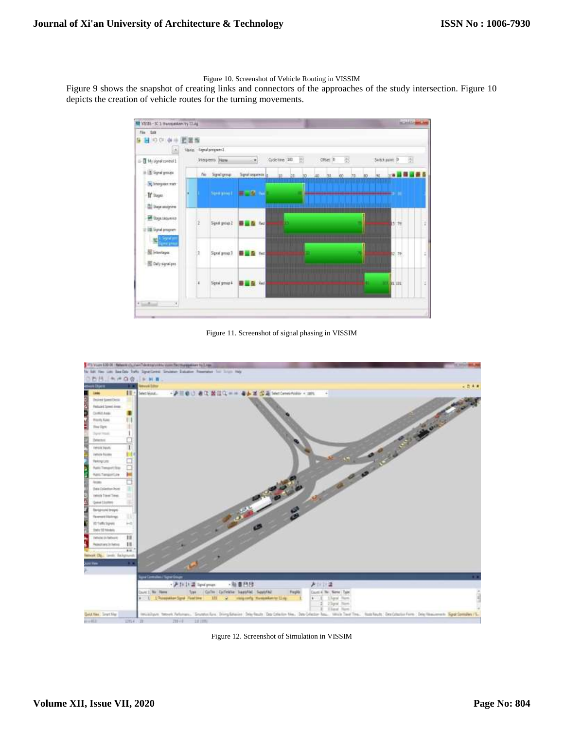Figure 10. Screenshot of Vehicle Routing in VISSIM

Figure 9 shows the snapshot of creating links and connectors of the approaches of the study intersection. Figure 10 depicts the creation of vehicle routes for the turning movements.

Figure 11. Screenshot of signal phasing in VISSIM

Figure 12. Screenshot of Simulation in VISSIM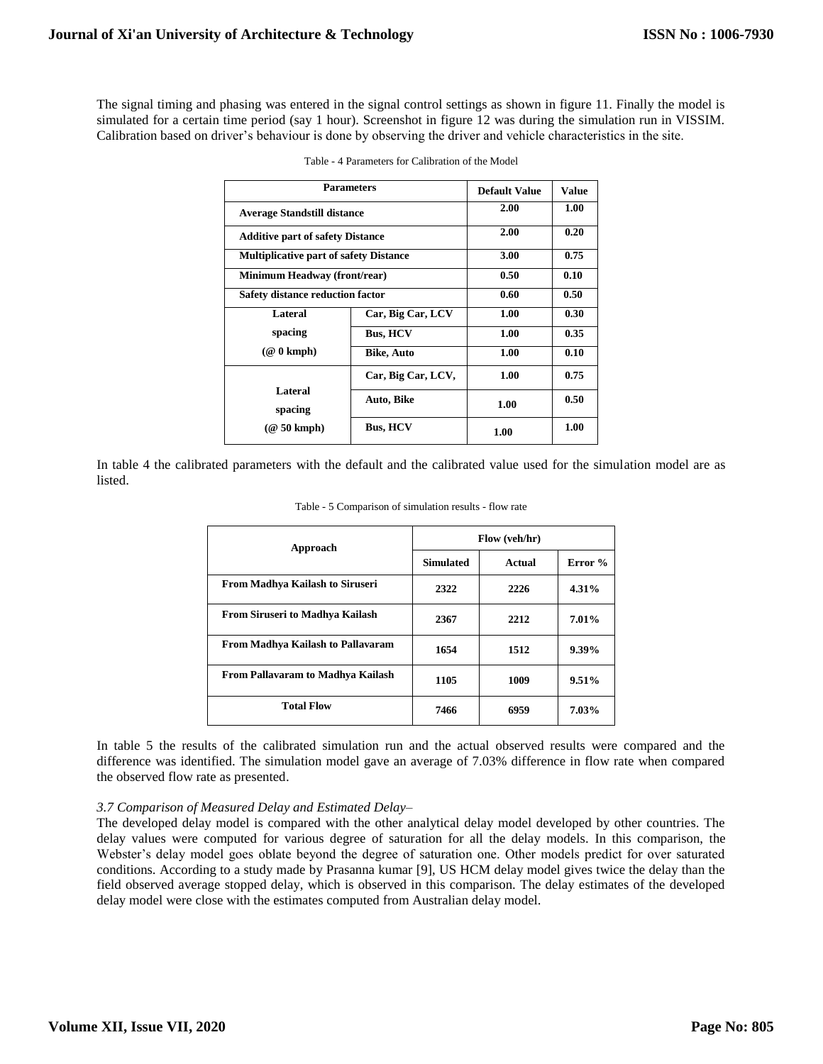The signal timing and phasing was entered in the signal control settings as shown in figure 11. Finally the model is simulated for a certain time period (say 1 hour). Screenshot in figure 12 was during the simulation run in VISSIM. Calibration based on driver's behaviour is done by observing the driver and vehicle characteristics in the site.

Table - 4 Parameters for Calibration of the Model

| Parameters | | Default Value | Value |
|---|---|---|---|
| Average Standstill distance | | 2.00 | 1.00 |
| Additive part of safety Distance | | 2.00 | 0.20 |
| Multiplicative part of safety Distance | | 3.00 | 0.75 |
| Minimum Headway (front/rear) | | 0.50 | 0.10 |
| Safety distance reduction factor | | 0.60 | 0.50 |
| Lateral spacing (@ 0 kmph) | Car, Big Car, LCV | 1.00 | 0.30 |
| | Bus, HCV | 1.00 | 0.35 |
| | Bike, Auto | 1.00 | 0.10 |
| Lateral spacing (@ 50 kmph) | Car, Big Car, LCV, | 1.00 | 0.75 |
| | Auto, Bike | 1.00 | 0.50 |
| | Bus, HCV | 1.00 | 1.00 |

In table 4 the calibrated parameters with the default and the calibrated value used for the simulation model are as listed.

Table - 5 Comparison of simulation results - flow rate

| Approach | Flow (veh/hr) | | |
|---|---|---|---|
| | Simulated | Actual | Error % |
| From Madhya Kailash to Siruseri | 2322 | 2226 | 4.31% |
| From Siruseri to Madhya Kailash | 2367 | 2212 | 7.01% |
| From Madhya Kailash to Pallavaram | 1654 | 1512 | 9.39% |
| From Pallavaram to Madhya Kailash | 1105 | 1009 | 9.51% |
| Total Flow | 7466 | 6959 | 7.03% |

In table 5 the results of the calibrated simulation run and the actual observed results were compared and the difference was identified. The simulation model gave an average of 7.03% difference in flow rate when compared the observed flow rate as presented.

### *3.7 Comparison of Measured Delay and Estimated Delay–*

The developed delay model is compared with the other analytical delay model developed by other countries. The delay values were computed for various degree of saturation for all the delay models. In this comparison, the Webster's delay model goes oblate beyond the degree of saturation one. Other models predict for over saturated conditions. According to a study made by Prasanna kumar [9], US HCM delay model gives twice the delay than the field observed average stopped delay, which is observed in this comparison. The delay estimates of the developed delay model were close with the estimates computed from Australian delay model.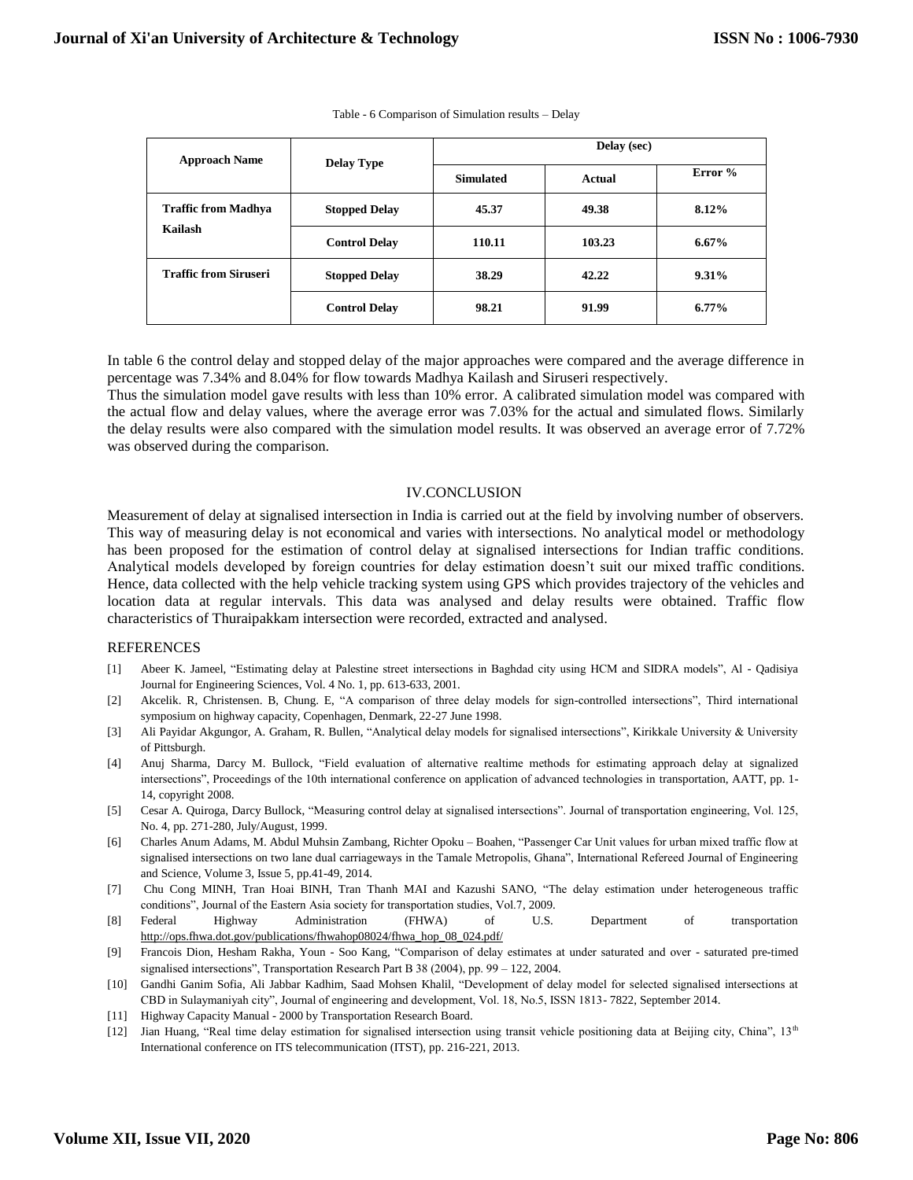Table - 6 Comparison of Simulation results – Delay

| Approach Name | Delay Type | Delay (sec) | | |
|---|---|---|---|---|
| | | Simulated | Actual | Error % |
| Traffic from Madhya Kailash | Stopped Delay | 45.37 | 49.38 | 8.12% |
| | Control Delay | 110.11 | 103.23 | 6.67% |
| Traffic from Siruseri | Stopped Delay | 38.29 | 42.22 | 9.31% |
| | Control Delay | 98.21 | 91.99 | 6.77% |

In table 6 the control delay and stopped delay of the major approaches were compared and the average difference in percentage was 7.34% and 8.04% for flow towards Madhya Kailash and Siruseri respectively.

Thus the simulation model gave results with less than 10% error. A calibrated simulation model was compared with the actual flow and delay values, where the average error was 7.03% for the actual and simulated flows. Similarly the delay results were also compared with the simulation model results. It was observed an average error of 7.72% was observed during the comparison.

## IV.CONCLUSION

Measurement of delay at signalised intersection in India is carried out at the field by involving number of observers. This way of measuring delay is not economical and varies with intersections. No analytical model or methodology has been proposed for the estimation of control delay at signalised intersections for Indian traffic conditions. Analytical models developed by foreign countries for delay estimation doesn't suit our mixed traffic conditions. Hence, data collected with the help vehicle tracking system using GPS which provides trajectory of the vehicles and location data at regular intervals. This data was analysed and delay results were obtained. Traffic flow characteristics of Thuraipakkam intersection were recorded, extracted and analysed.

## REFERENCES

[1] Abeer K. Jameel, "Estimating delay at Palestine street intersections in Baghdad city using HCM and SIDRA models", Al - Qadisiya Journal for Engineering Sciences, Vol. 4 No. 1, pp. 613-633, 2001.

[2] Akcelik. R, Christensen. B, Chung. E, "A comparison of three delay models for sign-controlled intersections", Third international symposium on highway capacity, Copenhagen, Denmark, 22-27 June 1998.

[3] Ali Payidar Akgungor, A. Graham, R. Bullen, "Analytical delay models for signalised intersections", Kirikkale University & University of Pittsburgh.

[4] Anuj Sharma, Darcy M. Bullock, "Field evaluation of alternative realtime methods for estimating approach delay at signalized intersections", Proceedings of the 10th international conference on application of advanced technologies in transportation, AATT, pp. 1-14, copyright 2008.

[5] Cesar A. Quiroga, Darcy Bullock, "Measuring control delay at signalised intersections". Journal of transportation engineering, Vol. 125, No. 4, pp. 271-280, July/August, 1999.

[6] Charles Anum Adams, M. Abdul Muhsin Zambang, Richter Opoku – Boahen, "Passenger Car Unit values for urban mixed traffic flow at signalised intersections on two lane dual carriageways in the Tamale Metropolis, Ghana", International Refereed Journal of Engineering and Science, Volume 3, Issue 5, pp.41-49, 2014.

[7] Chu Cong MINH, Tran Hoai BINH, Tran Thanh MAI and Kazushi SANO, "The delay estimation under heterogeneous traffic conditions", Journal of the Eastern Asia society for transportation studies, Vol.7, 2009.

[8] Federal Highway Administration (FHWA) of U.S. Department of transportation http://ops.fhwa.dot.gov/publications/fhwahop08024/fhwa_hop_08_024.pdf/

[9] Francois Dion, Hesham Rakha, Youn - Soo Kang, "Comparison of delay estimates at under saturated and over - saturated pre-timed signalised intersections", Transportation Research Part B 38 (2004), pp. 99 – 122, 2004.

[10] Gandhi Ganim Sofia, Ali Jabbar Kadhim, Saad Mohsen Khalil, "Development of delay model for selected signalised intersections at CBD in Sulaymaniyah city", Journal of engineering and development, Vol. 18, No.5, ISSN 1813- 7822, September 2014.

[11] Highway Capacity Manual - 2000 by Transportation Research Board.

[12] Jian Huang, "Real time delay estimation for signalised intersection using transit vehicle positioning data at Beijing city, China", 13th International conference on ITS telecommunication (ITST), pp. 216-221, 2013.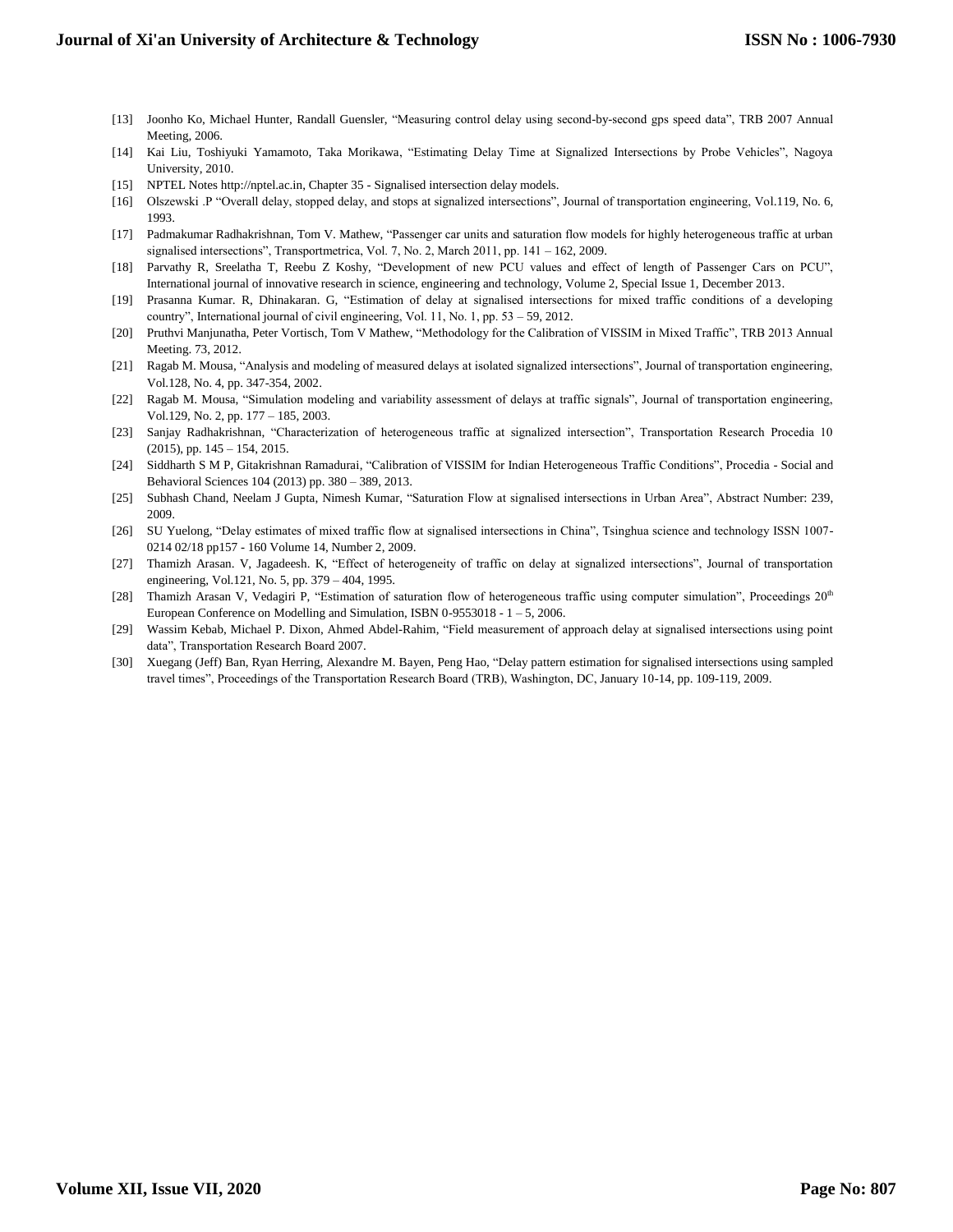[13] Joonho Ko, Michael Hunter, Randall Guensler, "Measuring control delay using second-by-second gps speed data", TRB 2007 Annual Meeting, 2006.

[14] Kai Liu, Toshiyuki Yamamoto, Taka Morikawa, "Estimating Delay Time at Signalized Intersections by Probe Vehicles", Nagoya University, 2010.

[15] NPTEL Notes http://nptel.ac.in, Chapter 35 - Signalised intersection delay models.

[16] Olszewski .P "Overall delay, stopped delay, and stops at signalized intersections", Journal of transportation engineering, Vol.119, No. 6, 1993.

[17] Padmakumar Radhakrishnan, Tom V. Mathew, "Passenger car units and saturation flow models for highly heterogeneous traffic at urban signalised intersections", Transportmetrica, Vol. 7, No. 2, March 2011, pp. 141 – 162, 2009.

[18] Parvathy R, Sreelatha T, Reebu Z Koshy, "Development of new PCU values and effect of length of Passenger Cars on PCU", International journal of innovative research in science, engineering and technology, Volume 2, Special Issue 1, December 2013.

[19] Prasanna Kumar. R, Dhinakaran. G, "Estimation of delay at signalised intersections for mixed traffic conditions of a developing country", International journal of civil engineering, Vol. 11, No. 1, pp. 53 – 59, 2012.

[20] Pruthvi Manjunatha, Peter Vortisch, Tom V Mathew, "Methodology for the Calibration of VISSIM in Mixed Traffic", TRB 2013 Annual Meeting. 73, 2012.

[21] Ragab M. Mousa, "Analysis and modeling of measured delays at isolated signalized intersections", Journal of transportation engineering, Vol.128, No. 4, pp. 347-354, 2002.

[22] Ragab M. Mousa, "Simulation modeling and variability assessment of delays at traffic signals", Journal of transportation engineering, Vol.129, No. 2, pp. 177 – 185, 2003.

[23] Sanjay Radhakrishnan, "Characterization of heterogeneous traffic at signalized intersection", Transportation Research Procedia 10 (2015), pp. 145 – 154, 2015.

[24] Siddharth S M P, Gitakrishnan Ramadurai, "Calibration of VISSIM for Indian Heterogeneous Traffic Conditions", Procedia - Social and Behavioral Sciences 104 (2013) pp. 380 – 389, 2013.

[25] Subhash Chand, Neelam J Gupta, Nimesh Kumar, "Saturation Flow at signalised intersections in Urban Area", Abstract Number: 239, 2009.

[26] SU Yuelong, "Delay estimates of mixed traffic flow at signalised intersections in China", Tsinghua science and technology ISSN 1007-0214 02/18 pp157 - 160 Volume 14, Number 2, 2009.

[27] Thamizh Arasan. V, Jagadeesh. K, "Effect of heterogeneity of traffic on delay at signalized intersections", Journal of transportation engineering, Vol.121, No. 5, pp. 379 – 404, 1995.

[28] Thamizh Arasan V, Vedagiri P, "Estimation of saturation flow of heterogeneous traffic using computer simulation", Proceedings 20th European Conference on Modelling and Simulation, ISBN 0-9553018 - 1 – 5, 2006.

[29] Wassim Kebab, Michael P. Dixon, Ahmed Abdel-Rahim, "Field measurement of approach delay at signalised intersections using point data", Transportation Research Board 2007.

[30] Xuegang (Jeff) Ban, Ryan Herring, Alexandre M. Bayen, Peng Hao, "Delay pattern estimation for signalised intersections using sampled travel times", Proceedings of the Transportation Research Board (TRB), Washington, DC, January 10-14, pp. 109-119, 2009.